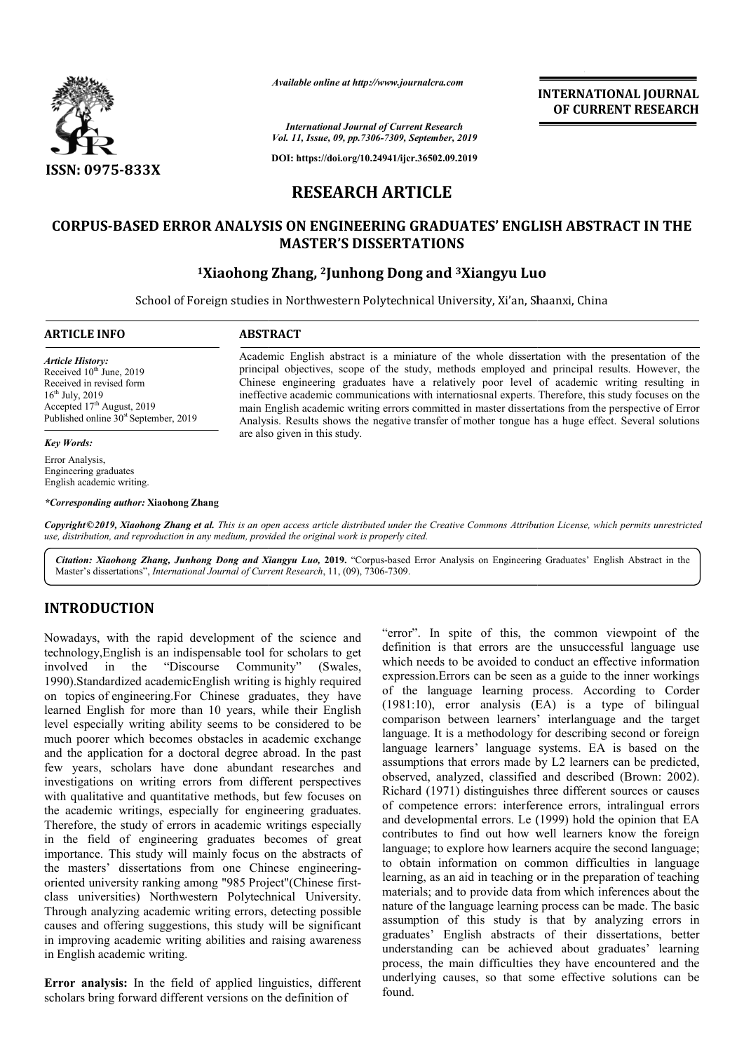*Available online at http://www.journalcra.com*

*International Journal of Current Research*
*Vol. 11, Issue, 09, pp.7306-7309, September, 2019*

**DOI: https://doi.org/10.24941/ijcr.36502.09.2019**

**INTERNATIONAL JOURNAL OF CURRENT RESEARCH**

**ISSN: 0975-833X**

# RESEARCH ARTICLE

# CORPUS-BASED ERROR ANALYSIS ON ENGINEERING GRADUATES' ENGLISH ABSTRACT IN THE MASTER'S DISSERTATIONS

**[1]Xiaohong Zhang, [2]Junhong Dong and [3]Xiangyu Luo**

School of Foreign studies in Northwestern Polytechnical University, Xi'an, Shaanxi, China

## ARTICLE INFO

*Article History:*
Received 10th June, 2019
Received in revised form 16th July, 2019
Accepted 17th August, 2019
Published online 30st September, 2019

*Key Words:*
Error Analysis,
Engineering graduates
English academic writing.

***Corresponding author:* Xiaohong Zhang**

## ABSTRACT

Academic English abstract is a miniature of the whole dissertation with the presentation of the principal objectives, scope of the study, methods employed and principal results. However, the Chinese engineering graduates have a relatively poor level of academic writing resulting in ineffective academic communications with internatiosnal experts. Therefore, this study focuses on the main English academic writing errors committed in master dissertations from the perspective of Error Analysis. Results shows the negative transfer of mother tongue has a huge effect. Several solutions are also given in this study.

***Copyright©2019, Xiaohong Zhang et al.*** *This is an open access article distributed under the Creative Commons Attribution License, which permits unrestricted use, distribution, and reproduction in any medium, provided the original work is properly cited.*

***Citation: Xiaohong Zhang, Junhong Dong and Xiangyu Luo, 2019.*** "Corpus-based Error Analysis on Engineering Graduates' English Abstract in the Master's dissertations", *International Journal of Current Research*, 11, (09), 7306-7309.

## INTRODUCTION

Nowadays, with the rapid development of the science and technology,English is an indispensable tool for scholars to get involved in the "Discourse Community" (Swales, 1990).Standardized academicEnglish writing is highly required on topics of engineering.For Chinese graduates, they have learned English for more than 10 years, while their English level especially writing ability seems to be considered to be much poorer which becomes obstacles in academic exchange and the application for a doctoral degree abroad. In the past few years, scholars have done abundant researches and investigations on writing errors from different perspectives with qualitative and quantitative methods, but few focuses on the academic writings, especially for engineering graduates. Therefore, the study of errors in academic writings especially in the field of engineering graduates becomes of great importance. This study will mainly focus on the abstracts of the masters' dissertations from one Chinese engineering-oriented university ranking among "985 Project"(Chinese first-class universities) Northwestern Polytechnical University. Through analyzing academic writing errors, detecting possible causes and offering suggestions, this study will be significant in improving academic writing abilities and raising awareness in English academic writing.

**Error analysis:** In the field of applied linguistics, different scholars bring forward different versions on the definition of "error". In spite of this, the common viewpoint of the definition is that errors are the unsuccessful language use which needs to be avoided to conduct an effective information expression.Errors can be seen as a guide to the inner workings of the language learning process. According to Corder (1981:10), error analysis (EA) is a type of bilingual comparison between learners' interlanguage and the target language. It is a methodology for describing second or foreign language learners' language systems. EA is based on the assumptions that errors made by L2 learners can be predicted, observed, analyzed, classified and described (Brown: 2002). Richard (1971) distinguishes three different sources or causes of competence errors: interference errors, intralingual errors and developmental errors. Le (1999) hold the opinion that EA contributes to find out how well learners know the foreign language; to explore how learners acquire the second language; to obtain information on common difficulties in language learning, as an aid in teaching or in the preparation of teaching materials; and to provide data from which inferences about the nature of the language learning process can be made. The basic assumption of this study is that by analyzing errors in graduates' English abstracts of their dissertations, better understanding can be achieved about graduates' learning process, the main difficulties they have encountered and the underlying causes, so that some effective solutions can be found.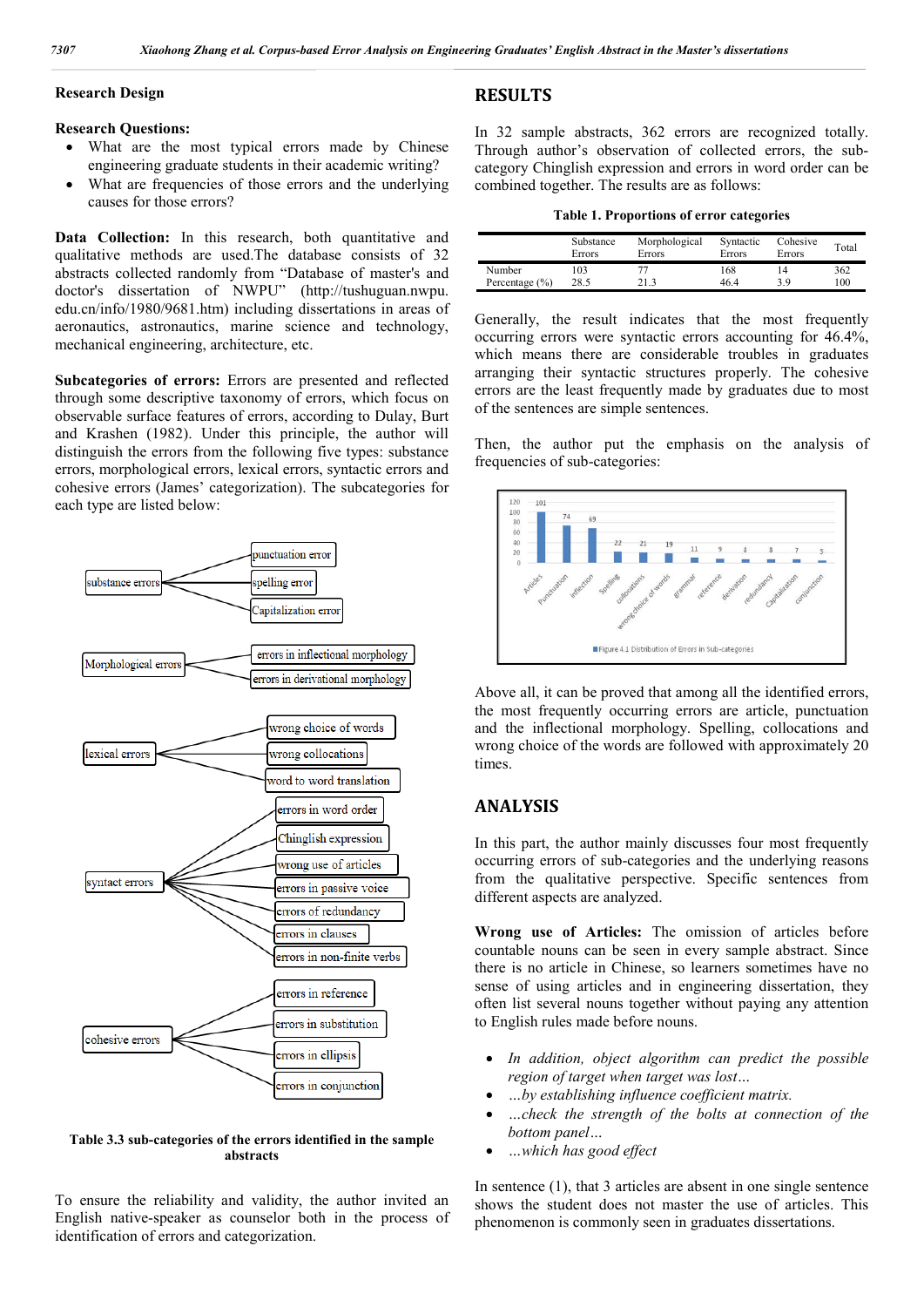### Research Design

**Research Questions:**

- What are the most typical errors made by Chinese engineering graduate students in their academic writing?
- What are frequencies of those errors and the underlying causes for those errors?

**Data Collection:** In this research, both quantitative and qualitative methods are used.The database consists of 32 abstracts collected randomly from "Database of master's and doctor's dissertation of NWPU" (http://tushuguan.nwpu.edu.cn/info/1980/9681.htm) including dissertations in areas of aeronautics, astronautics, marine science and technology, mechanical engineering, architecture, etc.

**Subcategories of errors:** Errors are presented and reflected through some descriptive taxonomy of errors, which focus on observable surface features of errors, according to Dulay, Burt and Krashen (1982). Under this principle, the author will distinguish the errors from the following five types: substance errors, morphological errors, lexical errors, syntactic errors and cohesive errors (James' categorization). The subcategories for each type are listed below:

- substance errors
  - punctuation error
  - spelling error
  - Capitalization error
- Morphological errors
  - errors in inflectional morphology
  - errors in derivational morphology
- lexical errors
  - wrong choice of words
  - wrong collocations
  - word to word translation
- syntact errors
  - errors in word order
  - Chinglish expression
  - wrong use of articles
  - errors in passive voice
  - errors of redundancy
  - errors in clauses
  - errors in non-finite verbs
- cohesive errors
  - errors in reference
  - errors in substitution
  - errors in ellipsis
  - errors in conjunction

**Table 3.3 sub-categories of the errors identified in the sample abstracts**

To ensure the reliability and validity, the author invited an English native-speaker as counselor both in the process of identification of errors and categorization.

## RESULTS

In 32 sample abstracts, 362 errors are recognized totally. Through author's observation of collected errors, the sub-category Chinglish expression and errors in word order can be combined together. The results are as follows:

**Table 1. Proportions of error categories**

| | Substance Errors | Morphological Errors | Syntactic Errors | Cohesive Errors | Total |
|---|---|---|---|---|---|
| Number | 103 | 77 | 168 | 14 | 362 |
| Percentage (%) | 28.5 | 21.3 | 46.4 | 3.9 | 100 |

Generally, the result indicates that the most frequently occurring errors were syntactic errors accounting for 46.4%, which means there are considerable troubles in graduates arranging their syntactic structures properly. The cohesive errors are the least frequently made by graduates due to most of the sentences are simple sentences.

Then, the author put the emphasis on the analysis of frequencies of sub-categories:

| Articles | Punctuation | inflection | Spelling | collocations | wrong choice of words | grammar | reference | derivation | redundancy | Capitalization | conjunction |
|---|---|---|---|---|---|---|---|---|---|---|---|
| 101 | 74 | 69 | 22 | 21 | 19 | 11 | 9 | 8 | 8 | 7 | 5 |

Figure 4.1 Distribution of Errors in Sub-categories

Above all, it can be proved that among all the identified errors, the most frequently occurring errors are article, punctuation and the inflectional morphology. Spelling, collocations and wrong choice of the words are followed with approximately 20 times.

## ANALYSIS

In this part, the author mainly discusses four most frequently occurring errors of sub-categories and the underlying reasons from the qualitative perspective. Specific sentences from different aspects are analyzed.

**Wrong use of Articles:** The omission of articles before countable nouns can be seen in every sample abstract. Since there is no article in Chinese, so learners sometimes have no sense of using articles and in engineering dissertation, they often list several nouns together without paying any attention to English rules made before nouns.

- *In addition, object algorithm can predict the possible region of target when target was lost…*
- *…by establishing influence coefficient matrix.*
- *…check the strength of the bolts at connection of the bottom panel…*
- *…which has good effect*

In sentence (1), that 3 articles are absent in one single sentence shows the student does not master the use of articles. This phenomenon is commonly seen in graduates dissertations.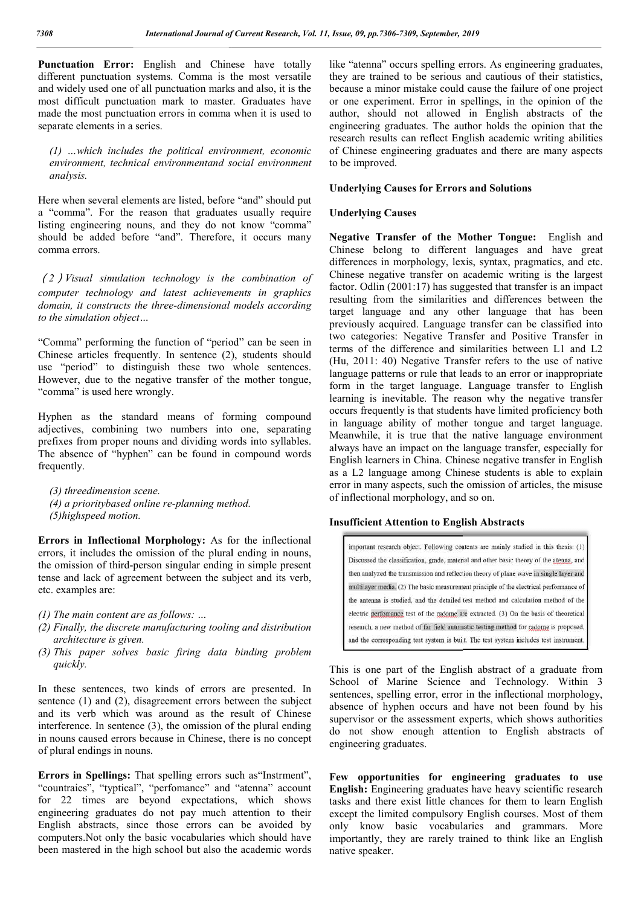**Punctuation Error:** English and Chinese have totally different punctuation systems. Comma is the most versatile and widely used one of all punctuation marks and also, it is the most difficult punctuation mark to master. Graduates have made the most punctuation errors in comma when it is used to separate elements in a series.

*(1) …which includes the political environment, economic environment, technical environmentand social environment analysis.*

Here when several elements are listed, before "and" should put a "comma". For the reason that graduates usually require listing engineering nouns, and they do not know "comma" should be added before "and". Therefore, it occurs many comma errors.

*（2）Visual simulation technology is the combination of computer technology and latest achievements in graphics domain, it constructs the three-dimensional models according to the simulation object…*

"Comma" performing the function of "period" can be seen in Chinese articles frequently. In sentence (2), students should use "period" to distinguish these two whole sentences. However, due to the negative transfer of the mother tongue, "comma" is used here wrongly.

Hyphen as the standard means of forming compound adjectives, combining two numbers into one, separating prefixes from proper nouns and dividing words into syllables. The absence of "hyphen" can be found in compound words frequently.

*(3) threedimension scene.*
*(4) a prioritybased online re-planning method.*
*(5)highspeed motion.*

**Errors in Inflectional Morphology:** As for the inflectional errors, it includes the omission of the plural ending in nouns, the omission of third-person singular ending in simple present tense and lack of agreement between the subject and its verb, etc. examples are:

*(1) The main content are as follows: …*
*(2) Finally, the discrete manufacturing tooling and distribution architecture is given.*
*(3) This paper solves basic firing data binding problem quickly.*

In these sentences, two kinds of errors are presented. In sentence (1) and (2), disagreement errors between the subject and its verb which was around as the result of Chinese interference. In sentence (3), the omission of the plural ending in nouns caused errors because in Chinese, there is no concept of plural endings in nouns.

**Errors in Spellings:** That spelling errors such as"Instrment", "countraies", "typtical", "perfomance" and "atenna" account for 22 times are beyond expectations, which shows engineering graduates do not pay much attention to their English abstracts, since those errors can be avoided by computers.Not only the basic vocabularies which should have been mastered in the high school but also the academic words like "atenna" occurs spelling errors. As engineering graduates, they are trained to be serious and cautious of their statistics, because a minor mistake could cause the failure of one project or one experiment. Error in spellings, in the opinion of the author, should not allowed in English abstracts of the engineering graduates. The author holds the opinion that the research results can reflect English academic writing abilities of Chinese engineering graduates and there are many aspects to be improved.

## Underlying Causes for Errors and Solutions

### Underlying Causes

**Negative Transfer of the Mother Tongue:** English and Chinese belong to different languages and have great differences in morphology, lexis, syntax, pragmatics, and etc. Chinese negative transfer on academic writing is the largest factor. Odlin (2001:17) has suggested that transfer is an impact resulting from the similarities and differences between the target language and any other language that has been previously acquired. Language transfer can be classified into two categories: Negative Transfer and Positive Transfer in terms of the difference and similarities between L1 and L2 (Hu, 2011: 40) Negative Transfer refers to the use of native language patterns or rule that leads to an error or inappropriate form in the target language. Language transfer to English learning is inevitable. The reason why the negative transfer occurs frequently is that students have limited proficiency both in language ability of mother tongue and target language. Meanwhile, it is true that the native language environment always have an impact on the language transfer, especially for English learners in China. Chinese negative transfer in English as a L2 language among Chinese students is able to explain error in many aspects, such the omission of articles, the misuse of inflectional morphology, and so on.

**Insufficient Attention to English Abstracts**

> important research object. Following contents are mainly studied in this thesis: (1) Discussed the classification, grade, material and other basic theory of the atenna, and then analyzed the transmission and reflection theory of plane wave in single layer and multilayer media. (2) The basic measurement principle of the electrical performance of the antenna is studied, and the detailed test method and calculation method of the electric perfomance test of the radome are extracted. (3) On the basis of theoretical research, a new method of far field automatic testing method for radome is proposed, and the corresponding test system is built. The test system includes test instrument,

This is one part of the English abstract of a graduate from School of Marine Science and Technology. Within 3 sentences, spelling error, error in the inflectional morphology, absence of hyphen occurs and have not been found by his supervisor or the assessment experts, which shows authorities do not show enough attention to English abstracts of engineering graduates.

**Few opportunities for engineering graduates to use English:** Engineering graduates have heavy scientific research tasks and there exist little chances for them to learn English except the limited compulsory English courses. Most of them only know basic vocabularies and grammars. More importantly, they are rarely trained to think like an English native speaker.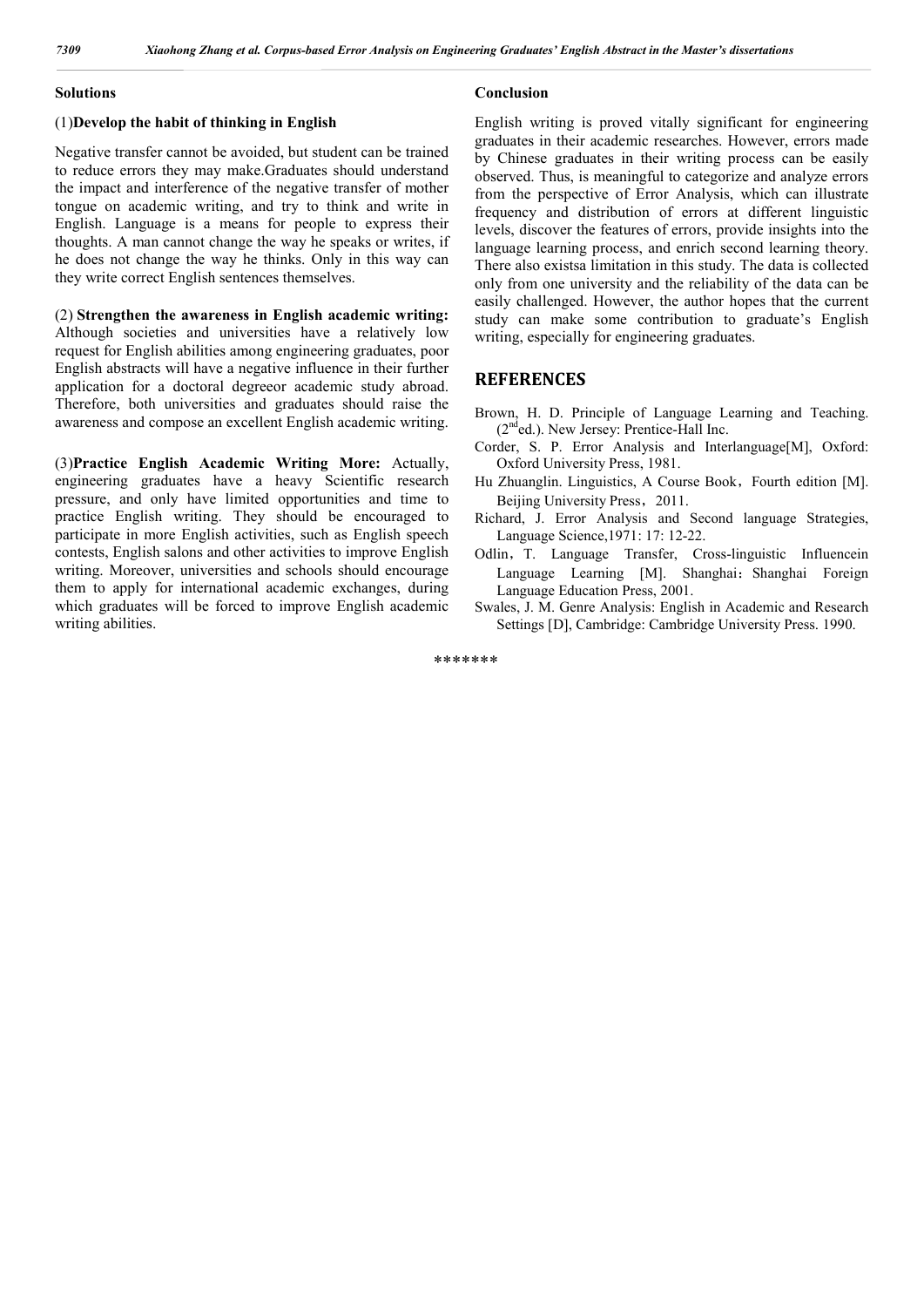### Solutions

(1)**Develop the habit of thinking in English**

Negative transfer cannot be avoided, but student can be trained to reduce errors they may make.Graduates should understand the impact and interference of the negative transfer of mother tongue on academic writing, and try to think and write in English. Language is a means for people to express their thoughts. A man cannot change the way he speaks or writes, if he does not change the way he thinks. Only in this way can they write correct English sentences themselves.

(2) **Strengthen the awareness in English academic writing:** Although societies and universities have a relatively low request for English abilities among engineering graduates, poor English abstracts will have a negative influence in their further application for a doctoral degreeor academic study abroad. Therefore, both universities and graduates should raise the awareness and compose an excellent English academic writing.

(3)**Practice English Academic Writing More:** Actually, engineering graduates have a heavy Scientific research pressure, and only have limited opportunities and time to practice English writing. They should be encouraged to participate in more English activities, such as English speech contests, English salons and other activities to improve English writing. Moreover, universities and schools should encourage them to apply for international academic exchanges, during which graduates will be forced to improve English academic writing abilities.

### Conclusion

English writing is proved vitally significant for engineering graduates in their academic researches. However, errors made by Chinese graduates in their writing process can be easily observed. Thus, is meaningful to categorize and analyze errors from the perspective of Error Analysis, which can illustrate frequency and distribution of errors at different linguistic levels, discover the features of errors, provide insights into the language learning process, and enrich second learning theory. There also existsa limitation in this study. The data is collected only from one university and the reliability of the data can be easily challenged. However, the author hopes that the current study can make some contribution to graduate's English writing, especially for engineering graduates.

## REFERENCES

Brown, H. D. Principle of Language Learning and Teaching. (2nd ed.). New Jersey: Prentice-Hall Inc.

Corder, S. P. Error Analysis and Interlanguage[M], Oxford: Oxford University Press, 1981.

Hu Zhuanglin. Linguistics, A Course Book，Fourth edition [M]. Beijing University Press，2011.

Richard, J. Error Analysis and Second language Strategies, Language Science,1971: 17: 12-22.

Odlin，T. Language Transfer, Cross-linguistic Influencein Language Learning [M]. Shanghai：Shanghai Foreign Language Education Press, 2001.

Swales, J. M. Genre Analysis: English in Academic and Research Settings [D], Cambridge: Cambridge University Press. 1990.

*******